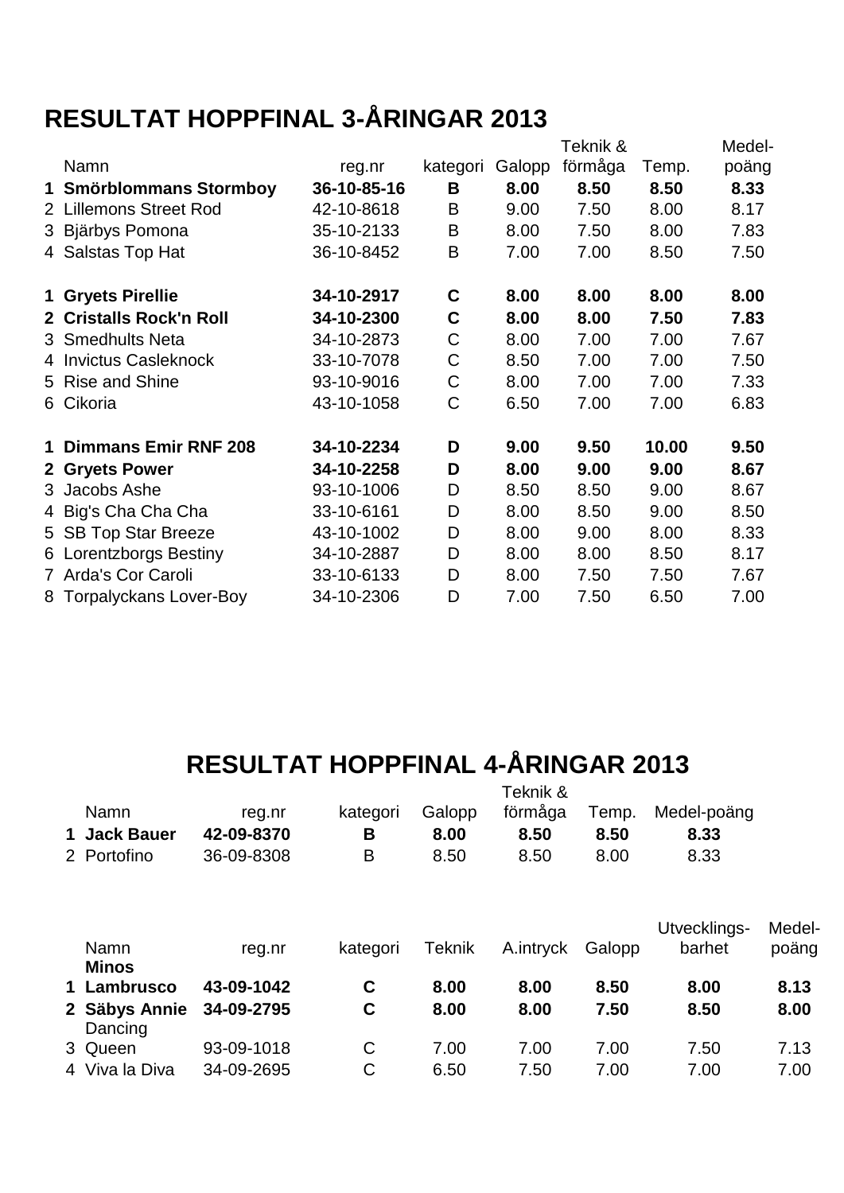# RESULTAT HOPPFINAL 3-ÅRINGAR 2013

| | Namn | reg.nr | kategori | Galopp | Teknik & förmåga | Temp. | Medel-poäng |
|---|---|---|---|---|---|---|---|
| **1** | **Smörblommans Stormboy** | **36-10-85-16** | **B** | **8.00** | **8.50** | **8.50** | **8.33** |
| 2 | Lillemons Street Rod | 42-10-8618 | B | 9.00 | 7.50 | 8.00 | 8.17 |
| 3 | Bjärbys Pomona | 35-10-2133 | B | 8.00 | 7.50 | 8.00 | 7.83 |
| 4 | Salstas Top Hat | 36-10-8452 | B | 7.00 | 7.00 | 8.50 | 7.50 |
| | | | | | | | |
| **1** | **Gryets Pirellie** | **34-10-2917** | **C** | **8.00** | **8.00** | **8.00** | **8.00** |
| **2** | **Cristalls Rock'n Roll** | **34-10-2300** | **C** | **8.00** | **8.00** | **7.50** | **7.83** |
| 3 | Smedhults Neta | 34-10-2873 | C | 8.00 | 7.00 | 7.00 | 7.67 |
| 4 | Invictus Casleknock | 33-10-7078 | C | 8.50 | 7.00 | 7.00 | 7.50 |
| 5 | Rise and Shine | 93-10-9016 | C | 8.00 | 7.00 | 7.00 | 7.33 |
| 6 | Cikoria | 43-10-1058 | C | 6.50 | 7.00 | 7.00 | 6.83 |
| | | | | | | | |
| **1** | **Dimmans Emir RNF 208** | **34-10-2234** | **D** | **9.00** | **9.50** | **10.00** | **9.50** |
| **2** | **Gryets Power** | **34-10-2258** | **D** | **8.00** | **9.00** | **9.00** | **8.67** |
| 3 | Jacobs Ashe | 93-10-1006 | D | 8.50 | 8.50 | 9.00 | 8.67 |
| 4 | Big's Cha Cha Cha | 33-10-6161 | D | 8.00 | 8.50 | 9.00 | 8.50 |
| 5 | SB Top Star Breeze | 43-10-1002 | D | 8.00 | 9.00 | 8.00 | 8.33 |
| 6 | Lorentzborgs Bestiny | 34-10-2887 | D | 8.00 | 8.00 | 8.50 | 8.17 |
| 7 | Arda's Cor Caroli | 33-10-6133 | D | 8.00 | 7.50 | 7.50 | 7.67 |
| 8 | Torpalyckans Lover-Boy | 34-10-2306 | D | 7.00 | 7.50 | 6.50 | 7.00 |

# RESULTAT HOPPFINAL 4-ÅRINGAR 2013

| | Namn | reg.nr | kategori | Galopp | Teknik & förmåga | Temp. | Medel-poäng |
|---|---|---|---|---|---|---|---|
| **1** | **Jack Bauer** | **42-09-8370** | **B** | **8.00** | **8.50** | **8.50** | **8.33** |
| 2 | Portofino | 36-09-8308 | B | 8.50 | 8.50 | 8.00 | 8.33 |

| | Namn | reg.nr | kategori | Teknik | A.intryck | Galopp | Utvecklings-barhet | Medel-poäng |
|---|---|---|---|---|---|---|---|---|
| **1** | **Minos Lambrusco** | **43-09-1042** | **C** | **8.00** | **8.00** | **8.50** | **8.00** | **8.13** |
| **2** | **Säbys Annie Dancing** | **34-09-2795** | **C** | **8.00** | **8.00** | **7.50** | **8.50** | **8.00** |
| 3 | Queen | 93-09-1018 | C | 7.00 | 7.00 | 7.00 | 7.50 | 7.13 |
| 4 | Viva la Diva | 34-09-2695 | C | 6.50 | 7.50 | 7.00 | 7.00 | 7.00 |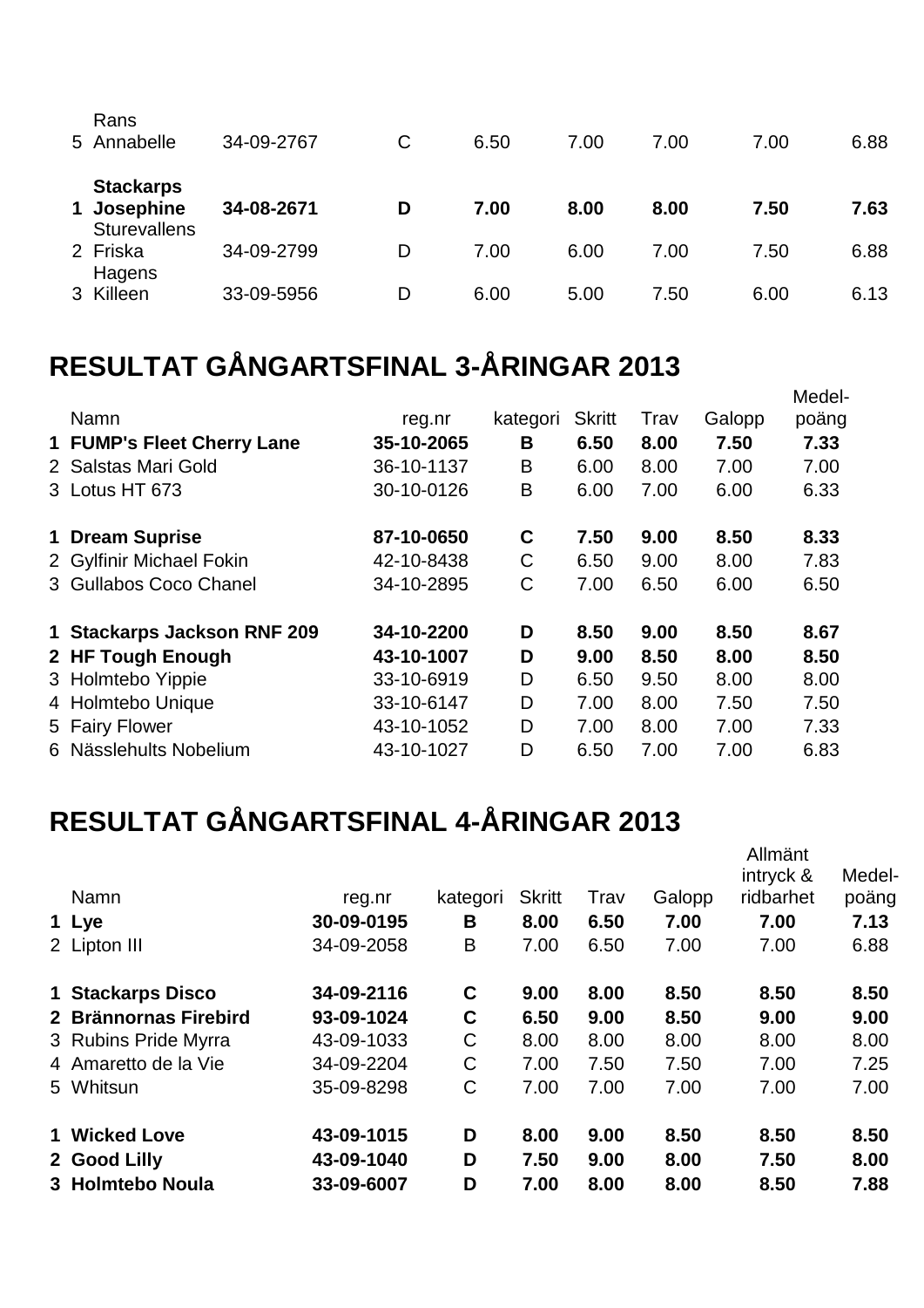| | | | | | | | | |
|---|---|---|---|---|---|---|---|---|
| 5 | Rans Annabelle | 34-09-2767 | C | 6.50 | 7.00 | 7.00 | 7.00 | 6.88 |
| **1** | **Stackarps Josephine** | **34-08-2671** | **D** | **7.00** | **8.00** | **8.00** | **7.50** | **7.63** |
| 2 | Sturevallens Friska | 34-09-2799 | D | 7.00 | 6.00 | 7.00 | 7.50 | 6.88 |
| 3 | Hagens Killeen | 33-09-5956 | D | 6.00 | 5.00 | 7.50 | 6.00 | 6.13 |

## RESULTAT GÅNGARTSFINAL 3-ÅRINGAR 2013

| | Namn | reg.nr | kategori | Skritt | Trav | Galopp | Medel-poäng |
|---|---|---|---|---|---|---|---|
| **1** | **FUMP's Fleet Cherry Lane** | **35-10-2065** | **B** | **6.50** | **8.00** | **7.50** | **7.33** |
| 2 | Salstas Mari Gold | 36-10-1137 | B | 6.00 | 8.00 | 7.00 | 7.00 |
| 3 | Lotus HT 673 | 30-10-0126 | B | 6.00 | 7.00 | 6.00 | 6.33 |
| **1** | **Dream Suprise** | **87-10-0650** | **C** | **7.50** | **9.00** | **8.50** | **8.33** |
| 2 | Gylfinir Michael Fokin | 42-10-8438 | C | 6.50 | 9.00 | 8.00 | 7.83 |
| 3 | Gullabos Coco Chanel | 34-10-2895 | C | 7.00 | 6.50 | 6.00 | 6.50 |
| **1** | **Stackarps Jackson RNF 209** | **34-10-2200** | **D** | **8.50** | **9.00** | **8.50** | **8.67** |
| **2** | **HF Tough Enough** | **43-10-1007** | **D** | **9.00** | **8.50** | **8.00** | **8.50** |
| 3 | Holmtebo Yippie | 33-10-6919 | D | 6.50 | 9.50 | 8.00 | 8.00 |
| 4 | Holmtebo Unique | 33-10-6147 | D | 7.00 | 8.00 | 7.50 | 7.50 |
| 5 | Fairy Flower | 43-10-1052 | D | 7.00 | 8.00 | 7.00 | 7.33 |
| 6 | Nässlehults Nobelium | 43-10-1027 | D | 6.50 | 7.00 | 7.00 | 6.83 |

## RESULTAT GÅNGARTSFINAL 4-ÅRINGAR 2013

| | Namn | reg.nr | kategori | Skritt | Trav | Galopp | Allmänt intryck & ridbarhet | Medel-poäng |
|---|---|---|---|---|---|---|---|---|
| **1** | **Lye** | **30-09-0195** | **B** | **8.00** | **6.50** | **7.00** | **7.00** | **7.13** |
| 2 | Lipton III | 34-09-2058 | B | 7.00 | 6.50 | 7.00 | 7.00 | 6.88 |
| **1** | **Stackarps Disco** | **34-09-2116** | **C** | **9.00** | **8.00** | **8.50** | **8.50** | **8.50** |
| **2** | **Brännornas Firebird** | **93-09-1024** | **C** | **6.50** | **9.00** | **8.50** | **9.00** | **9.00** |
| 3 | Rubins Pride Myrra | 43-09-1033 | C | 8.00 | 8.00 | 8.00 | 8.00 | 8.00 |
| 4 | Amaretto de la Vie | 34-09-2204 | C | 7.00 | 7.50 | 7.50 | 7.00 | 7.25 |
| 5 | Whitsun | 35-09-8298 | C | 7.00 | 7.00 | 7.00 | 7.00 | 7.00 |
| **1** | **Wicked Love** | **43-09-1015** | **D** | **8.00** | **9.00** | **8.50** | **8.50** | **8.50** |
| **2** | **Good Lilly** | **43-09-1040** | **D** | **7.50** | **9.00** | **8.00** | **7.50** | **8.00** |
| **3** | **Holmtebo Noula** | **33-09-6007** | **D** | **7.00** | **8.00** | **8.00** | **8.50** | **7.88** |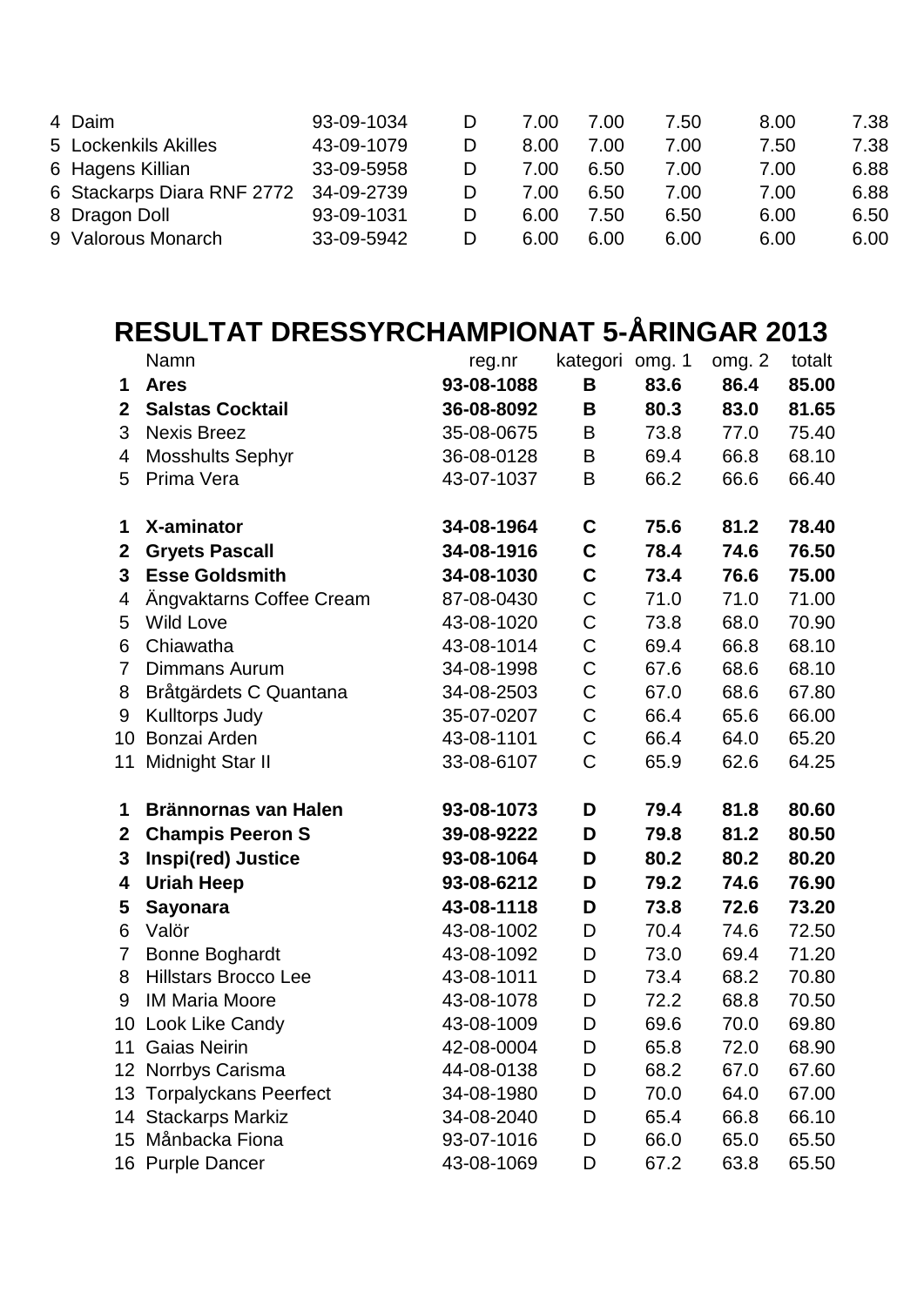| | | | | | | | | |
|---|---|---|---|---|---|---|---|---|
| 4 | Daim | 93-09-1034 | D | 7.00 | 7.00 | 7.50 | 8.00 | 7.38 |
| 5 | Lockenkils Akilles | 43-09-1079 | D | 8.00 | 7.00 | 7.00 | 7.50 | 7.38 |
| 6 | Hagens Killian | 33-09-5958 | D | 7.00 | 6.50 | 7.00 | 7.00 | 6.88 |
| 6 | Stackarps Diara RNF 2772 | 34-09-2739 | D | 7.00 | 6.50 | 7.00 | 7.00 | 6.88 |
| 8 | Dragon Doll | 93-09-1031 | D | 6.00 | 7.50 | 6.50 | 6.00 | 6.50 |
| 9 | Valorous Monarch | 33-09-5942 | D | 6.00 | 6.00 | 6.00 | 6.00 | 6.00 |

# RESULTAT DRESSYRCHAMPIONAT 5-ÅRINGAR 2013

| | Namn | reg.nr | kategori | omg. 1 | omg. 2 | totalt |
|---|---|---|---|---|---|---|
| **1** | **Ares** | **93-08-1088** | **B** | **83.6** | **86.4** | **85.00** |
| **2** | **Salstas Cocktail** | **36-08-8092** | **B** | **80.3** | **83.0** | **81.65** |
| 3 | Nexis Breez | 35-08-0675 | B | 73.8 | 77.0 | 75.40 |
| 4 | Mosshults Sephyr | 36-08-0128 | B | 69.4 | 66.8 | 68.10 |
| 5 | Prima Vera | 43-07-1037 | B | 66.2 | 66.6 | 66.40 |
| | | | | | | |
| **1** | **X-aminator** | **34-08-1964** | **C** | **75.6** | **81.2** | **78.40** |
| **2** | **Gryets Pascall** | **34-08-1916** | **C** | **78.4** | **74.6** | **76.50** |
| **3** | **Esse Goldsmith** | **34-08-1030** | **C** | **73.4** | **76.6** | **75.00** |
| 4 | Ängvaktarns Coffee Cream | 87-08-0430 | C | 71.0 | 71.0 | 71.00 |
| 5 | Wild Love | 43-08-1020 | C | 73.8 | 68.0 | 70.90 |
| 6 | Chiawatha | 43-08-1014 | C | 69.4 | 66.8 | 68.10 |
| 7 | Dimmans Aurum | 34-08-1998 | C | 67.6 | 68.6 | 68.10 |
| 8 | Båtgärdets C Quantana | 34-08-2503 | C | 67.0 | 68.6 | 67.80 |
| 9 | Kulltorps Judy | 35-07-0207 | C | 66.4 | 65.6 | 66.00 |
| 10 | Bonzai Arden | 43-08-1101 | C | 66.4 | 64.0 | 65.20 |
| 11 | Midnight Star II | 33-08-6107 | C | 65.9 | 62.6 | 64.25 |
| | | | | | | |
| **1** | **Brännornas van Halen** | **93-08-1073** | **D** | **79.4** | **81.8** | **80.60** |
| **2** | **Champis Peeron S** | **39-08-9222** | **D** | **79.8** | **81.2** | **80.50** |
| **3** | **Inspi(red) Justice** | **93-08-1064** | **D** | **80.2** | **80.2** | **80.20** |
| **4** | **Uriah Heep** | **93-08-6212** | **D** | **79.2** | **74.6** | **76.90** |
| **5** | **Sayonara** | **43-08-1118** | **D** | **73.8** | **72.6** | **73.20** |
| 6 | Valör | 43-08-1002 | D | 70.4 | 74.6 | 72.50 |
| 7 | Bonne Boghardt | 43-08-1092 | D | 73.0 | 69.4 | 71.20 |
| 8 | Hillstars Brocco Lee | 43-08-1011 | D | 73.4 | 68.2 | 70.80 |
| 9 | IM Maria Moore | 43-08-1078 | D | 72.2 | 68.8 | 70.50 |
| 10 | Look Like Candy | 43-08-1009 | D | 69.6 | 70.0 | 69.80 |
| 11 | Gaias Neirin | 42-08-0004 | D | 65.8 | 72.0 | 68.90 |
| 12 | Norrbys Carisma | 44-08-0138 | D | 68.2 | 67.0 | 67.60 |
| 13 | Torpalyckans Peerfect | 34-08-1980 | D | 70.0 | 64.0 | 67.00 |
| 14 | Stackarps Markiz | 34-08-2040 | D | 65.4 | 66.8 | 66.10 |
| 15 | Månbacka Fiona | 93-07-1016 | D | 66.0 | 65.0 | 65.50 |
| 16 | Purple Dancer | 43-08-1069 | D | 67.2 | 63.8 | 65.50 |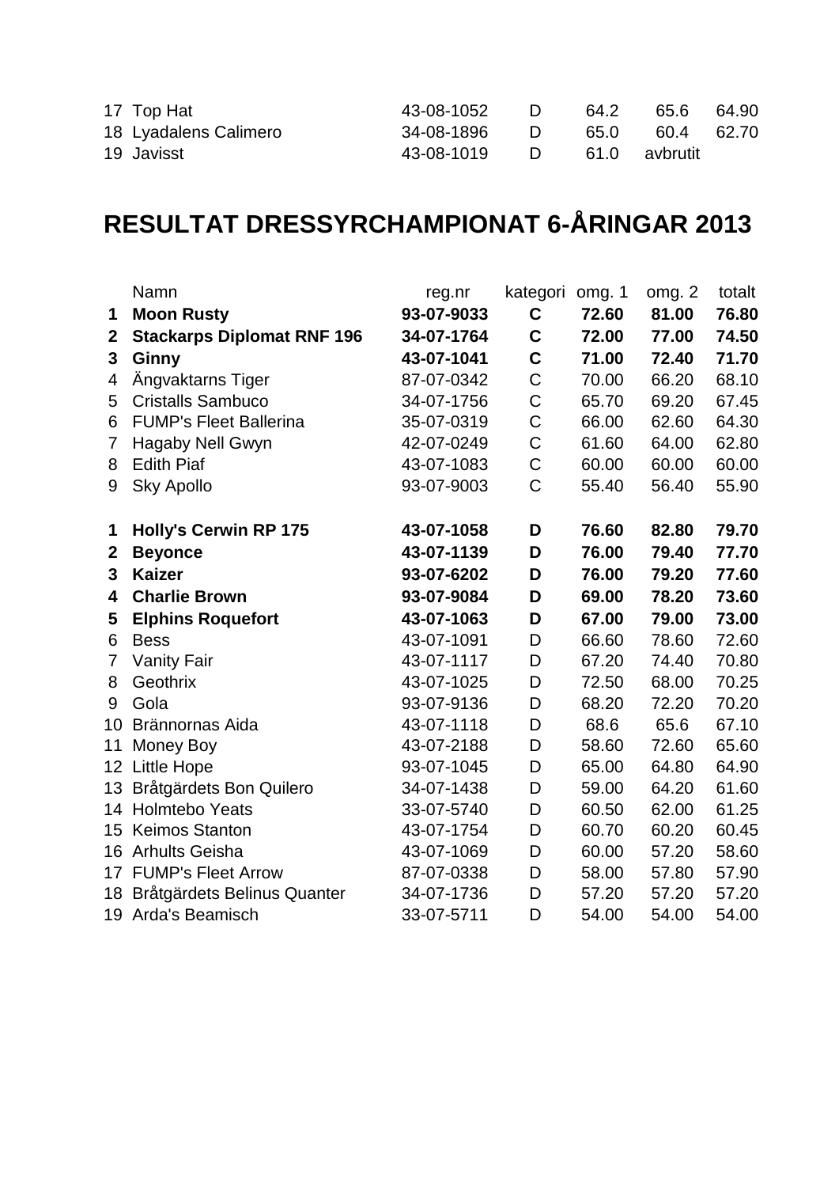| | | | | | | |
|---|---|---|---|---|---|---|
| 17 | Top Hat | 43-08-1052 | D | 64.2 | 65.6 | 64.90 |
| 18 | Lyadalens Calimero | 34-08-1896 | D | 65.0 | 60.4 | 62.70 |
| 19 | Javisst | 43-08-1019 | D | 61.0 | avbrutit | |

# RESULTAT DRESSYRCHAMPIONAT 6-ÅRINGAR 2013

| | Namn | reg.nr | kategori | omg. 1 | omg. 2 | totalt |
|---|---|---|---|---|---|---|
| **1** | **Moon Rusty** | **93-07-9033** | **C** | **72.60** | **81.00** | **76.80** |
| **2** | **Stackarps Diplomat RNF 196** | **34-07-1764** | **C** | **72.00** | **77.00** | **74.50** |
| **3** | **Ginny** | **43-07-1041** | **C** | **71.00** | **72.40** | **71.70** |
| 4 | Ängvaktarns Tiger | 87-07-0342 | C | 70.00 | 66.20 | 68.10 |
| 5 | Cristalls Sambuco | 34-07-1756 | C | 65.70 | 69.20 | 67.45 |
| 6 | FUMP's Fleet Ballerina | 35-07-0319 | C | 66.00 | 62.60 | 64.30 |
| 7 | Hagaby Nell Gwyn | 42-07-0249 | C | 61.60 | 64.00 | 62.80 |
| 8 | Edith Piaf | 43-07-1083 | C | 60.00 | 60.00 | 60.00 |
| 9 | Sky Apollo | 93-07-9003 | C | 55.40 | 56.40 | 55.90 |
| | | | | | | |
| **1** | **Holly's Cerwin RP 175** | **43-07-1058** | **D** | **76.60** | **82.80** | **79.70** |
| **2** | **Beyonce** | **43-07-1139** | **D** | **76.00** | **79.40** | **77.70** |
| **3** | **Kaizer** | **93-07-6202** | **D** | **76.00** | **79.20** | **77.60** |
| **4** | **Charlie Brown** | **93-07-9084** | **D** | **69.00** | **78.20** | **73.60** |
| **5** | **Elphins Roquefort** | **43-07-1063** | **D** | **67.00** | **79.00** | **73.00** |
| 6 | Bess | 43-07-1091 | D | 66.60 | 78.60 | 72.60 |
| 7 | Vanity Fair | 43-07-1117 | D | 67.20 | 74.40 | 70.80 |
| 8 | Geothrix | 43-07-1025 | D | 72.50 | 68.00 | 70.25 |
| 9 | Gola | 93-07-9136 | D | 68.20 | 72.20 | 70.20 |
| 10 | Brännornas Aida | 43-07-1118 | D | 68.6 | 65.6 | 67.10 |
| 11 | Money Boy | 43-07-2188 | D | 58.60 | 72.60 | 65.60 |
| 12 | Little Hope | 93-07-1045 | D | 65.00 | 64.80 | 64.90 |
| 13 | Bråtgärdets Bon Quilero | 34-07-1438 | D | 59.00 | 64.20 | 61.60 |
| 14 | Holmtebo Yeats | 33-07-5740 | D | 60.50 | 62.00 | 61.25 |
| 15 | Keimos Stanton | 43-07-1754 | D | 60.70 | 60.20 | 60.45 |
| 16 | Arhults Geisha | 43-07-1069 | D | 60.00 | 57.20 | 58.60 |
| 17 | FUMP's Fleet Arrow | 87-07-0338 | D | 58.00 | 57.80 | 57.90 |
| 18 | Bråtgärdets Belinus Quanter | 34-07-1736 | D | 57.20 | 57.20 | 57.20 |
| 19 | Arda's Beamisch | 33-07-5711 | D | 54.00 | 54.00 | 54.00 |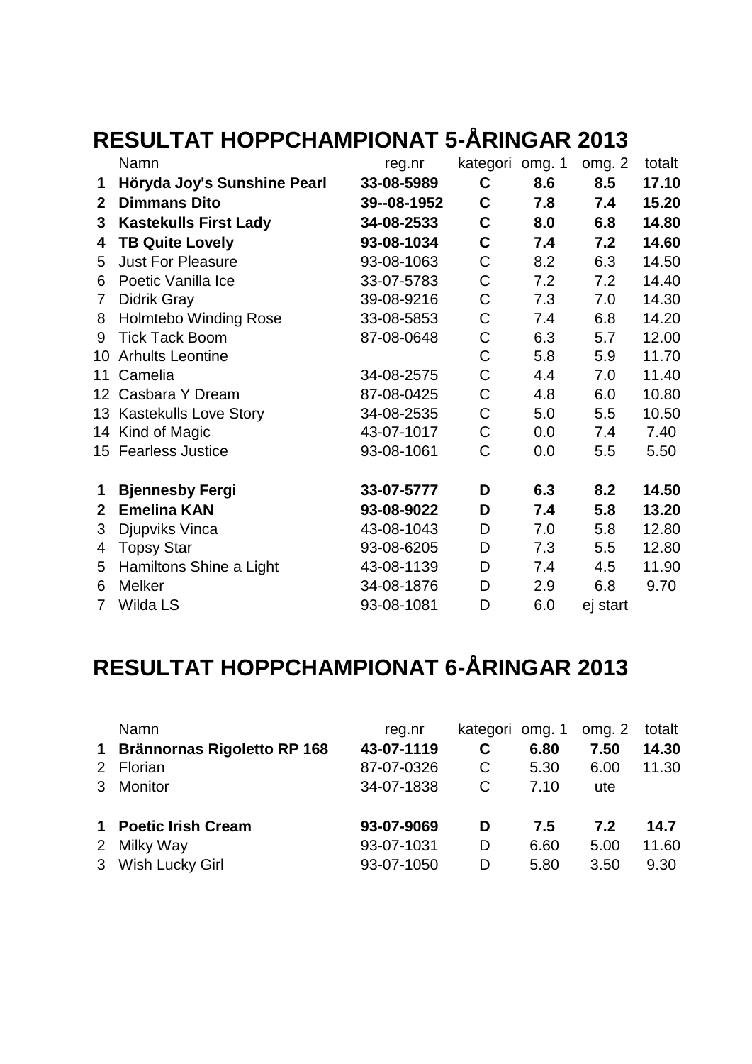## RESULTAT HOPPCHAMPIONAT 5-ÅRINGAR 2013

| | Namn | reg.nr | kategori | omg. 1 | omg. 2 | totalt |
|---|---|---|---|---|---|---|
| **1** | **Höryda Joy's Sunshine Pearl** | **33-08-5989** | **C** | **8.6** | **8.5** | **17.10** |
| **2** | **Dimmans Dito** | **39--08-1952** | **C** | **7.8** | **7.4** | **15.20** |
| **3** | **Kastekulls First Lady** | **34-08-2533** | **C** | **8.0** | **6.8** | **14.80** |
| **4** | **TB Quite Lovely** | **93-08-1034** | **C** | **7.4** | **7.2** | **14.60** |
| 5 | Just For Pleasure | 93-08-1063 | C | 8.2 | 6.3 | 14.50 |
| 6 | Poetic Vanilla Ice | 33-07-5783 | C | 7.2 | 7.2 | 14.40 |
| 7 | Didrik Gray | 39-08-9216 | C | 7.3 | 7.0 | 14.30 |
| 8 | Holmtebo Winding Rose | 33-08-5853 | C | 7.4 | 6.8 | 14.20 |
| 9 | Tick Tack Boom | 87-08-0648 | C | 6.3 | 5.7 | 12.00 |
| 10 | Arhults Leontine | | C | 5.8 | 5.9 | 11.70 |
| 11 | Camelia | 34-08-2575 | C | 4.4 | 7.0 | 11.40 |
| 12 | Casbara Y Dream | 87-08-0425 | C | 4.8 | 6.0 | 10.80 |
| 13 | Kastekulls Love Story | 34-08-2535 | C | 5.0 | 5.5 | 10.50 |
| 14 | Kind of Magic | 43-07-1017 | C | 0.0 | 7.4 | 7.40 |
| 15 | Fearless Justice | 93-08-1061 | C | 0.0 | 5.5 | 5.50 |
| | | | | | | |
| **1** | **Bjennesby Fergi** | **33-07-5777** | **D** | **6.3** | **8.2** | **14.50** |
| **2** | **Emelina KAN** | **93-08-9022** | **D** | **7.4** | **5.8** | **13.20** |
| 3 | Djupviks Vinca | 43-08-1043 | D | 7.0 | 5.8 | 12.80 |
| 4 | Topsy Star | 93-08-6205 | D | 7.3 | 5.5 | 12.80 |
| 5 | Hamiltons Shine a Light | 43-08-1139 | D | 7.4 | 4.5 | 11.90 |
| 6 | Melker | 34-08-1876 | D | 2.9 | 6.8 | 9.70 |
| 7 | Wilda LS | 93-08-1081 | D | 6.0 | ej start | |

## RESULTAT HOPPCHAMPIONAT 6-ÅRINGAR 2013

| | Namn | reg.nr | kategori | omg. 1 | omg. 2 | totalt |
|---|---|---|---|---|---|---|
| **1** | **Brännornas Rigoletto RP 168** | **43-07-1119** | **C** | **6.80** | **7.50** | **14.30** |
| 2 | Florian | 87-07-0326 | C | 5.30 | 6.00 | 11.30 |
| 3 | Monitor | 34-07-1838 | C | 7.10 | ute | |
| | | | | | | |
| **1** | **Poetic Irish Cream** | **93-07-9069** | **D** | **7.5** | **7.2** | **14.7** |
| 2 | Milky Way | 93-07-1031 | D | 6.60 | 5.00 | 11.60 |
| 3 | Wish Lucky Girl | 93-07-1050 | D | 5.80 | 3.50 | 9.30 |